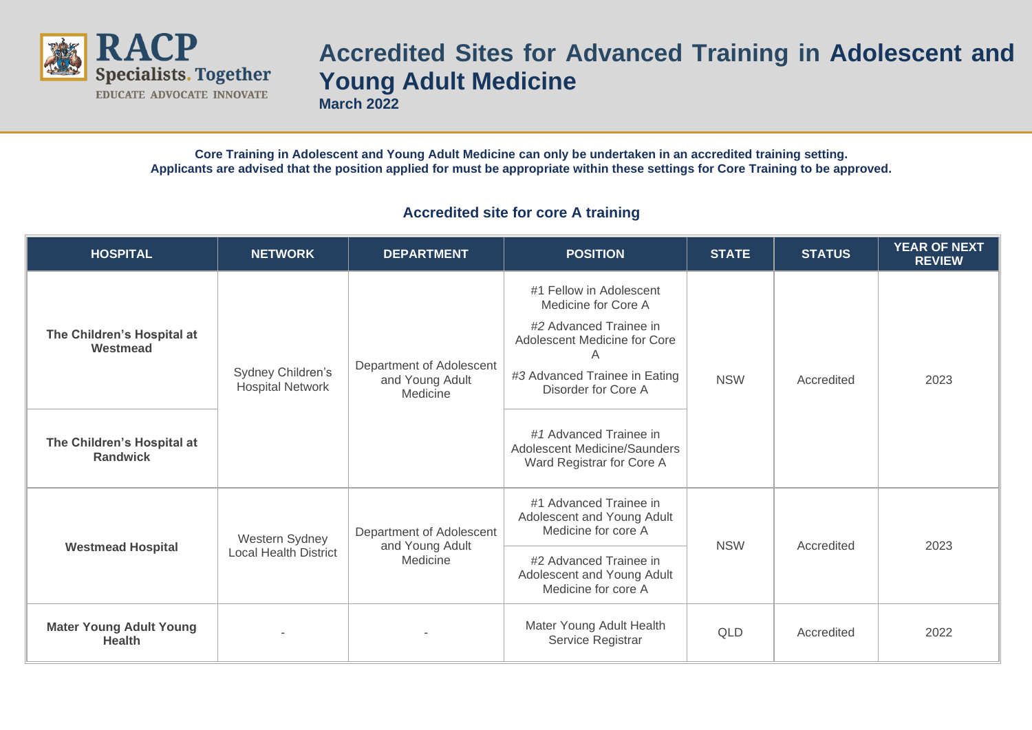# Accredited Sites for Advanced Training in Adolescent and Young Adult Medicine

**March 2022**

**Core Training in Adolescent and Young Adult Medicine can only be undertaken in an accredited training setting.**
**Applicants are advised that the position applied for must be appropriate within these settings for Core Training to be approved.**

## Accredited site for core A training

| HOSPITAL | NETWORK | DEPARTMENT | POSITION | STATE | STATUS | YEAR OF NEXT REVIEW |
|---|---|---|---|---|---|---|
| **The Children's Hospital at Westmead** | Sydney Children's Hospital Network | Department of Adolescent and Young Adult Medicine | #1 Fellow in Adolescent Medicine for Core A<br>*#2* Advanced Trainee in Adolescent Medicine for Core A<br>*#3* Advanced Trainee in Eating Disorder for Core A | NSW | Accredited | 2023 |
| **The Children's Hospital at Randwick** | | | *#1* Advanced Trainee in Adolescent Medicine/Saunders Ward Registrar for Core A | | | |
| **Westmead Hospital** | Western Sydney Local Health District | Department of Adolescent and Young Adult Medicine | #1 Advanced Trainee in Adolescent and Young Adult Medicine for core A | NSW | Accredited | 2023 |
| | | | #2 Advanced Trainee in Adolescent and Young Adult Medicine for core A | | | |
| **Mater Young Adult Young Health** | - | - | Mater Young Adult Health Service Registrar | QLD | Accredited | 2022 |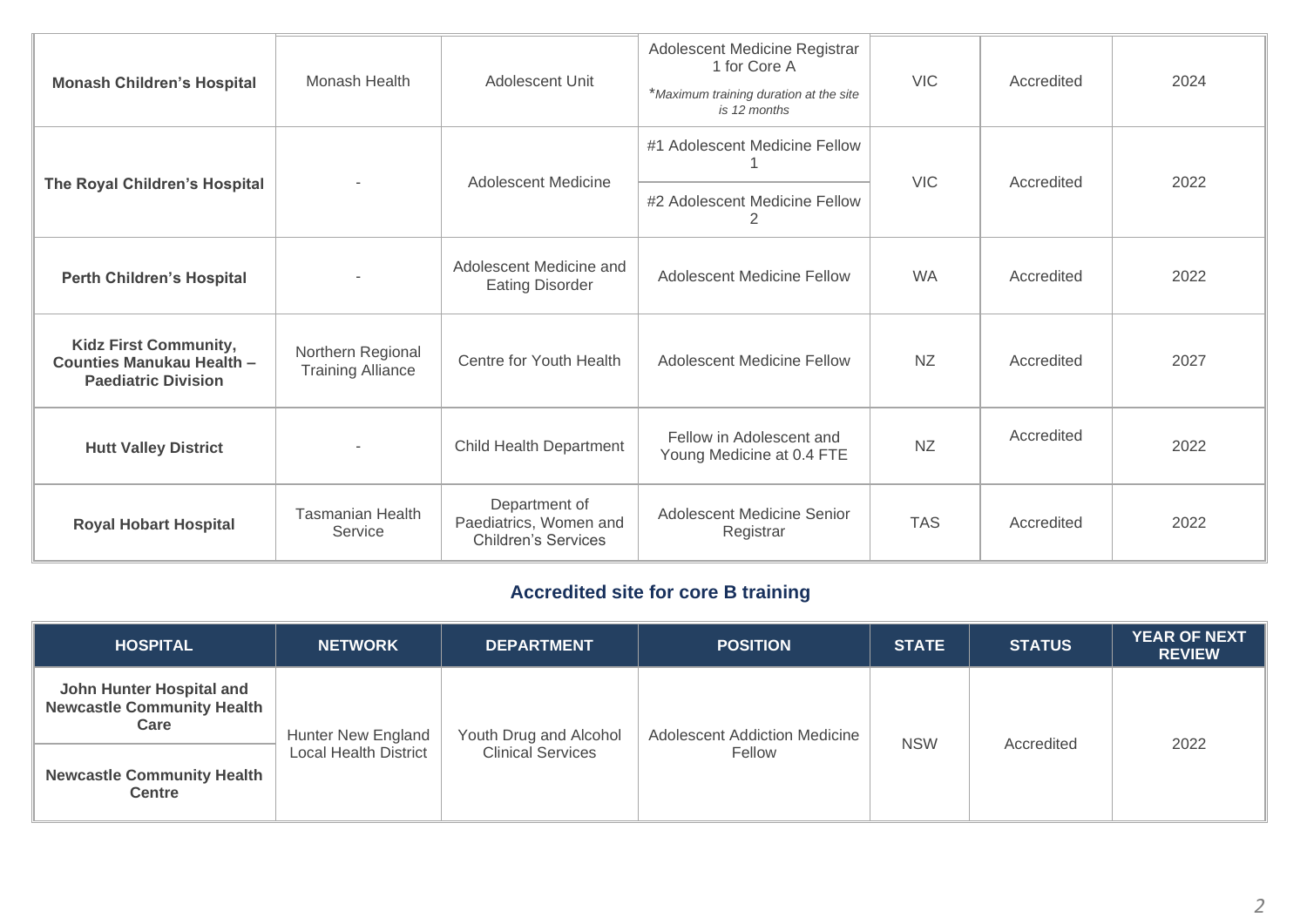| | | | | | | |
|---|---|---|---|---|---|---|
| **Monash Children's Hospital** | Monash Health | Adolescent Unit | Adolescent Medicine Registrar 1 for Core A<br>**Maximum training duration at the site is 12 months* | VIC | Accredited | 2024 |
| **The Royal Children's Hospital** | - | Adolescent Medicine | #1 Adolescent Medicine Fellow 1<br>#2 Adolescent Medicine Fellow 2 | VIC | Accredited | 2022 |
| **Perth Children's Hospital** | - | Adolescent Medicine and Eating Disorder | Adolescent Medicine Fellow | WA | Accredited | 2022 |
| **Kidz First Community, Counties Manukau Health – Paediatric Division** | Northern Regional Training Alliance | Centre for Youth Health | Adolescent Medicine Fellow | NZ | Accredited | 2027 |
| **Hutt Valley District** | - | Child Health Department | Fellow in Adolescent and Young Medicine at 0.4 FTE | NZ | Accredited | 2022 |
| **Royal Hobart Hospital** | Tasmanian Health Service | Department of Paediatrics, Women and Children's Services | Adolescent Medicine Senior Registrar | TAS | Accredited | 2022 |

## Accredited site for core B training

| HOSPITAL | NETWORK | DEPARTMENT | POSITION | STATE | STATUS | YEAR OF NEXT REVIEW |
|---|---|---|---|---|---|---|
| **John Hunter Hospital and Newcastle Community Health Care**<br>**Newcastle Community Health Centre** | Hunter New England Local Health District | Youth Drug and Alcohol Clinical Services | Adolescent Addiction Medicine Fellow | NSW | Accredited | 2022 |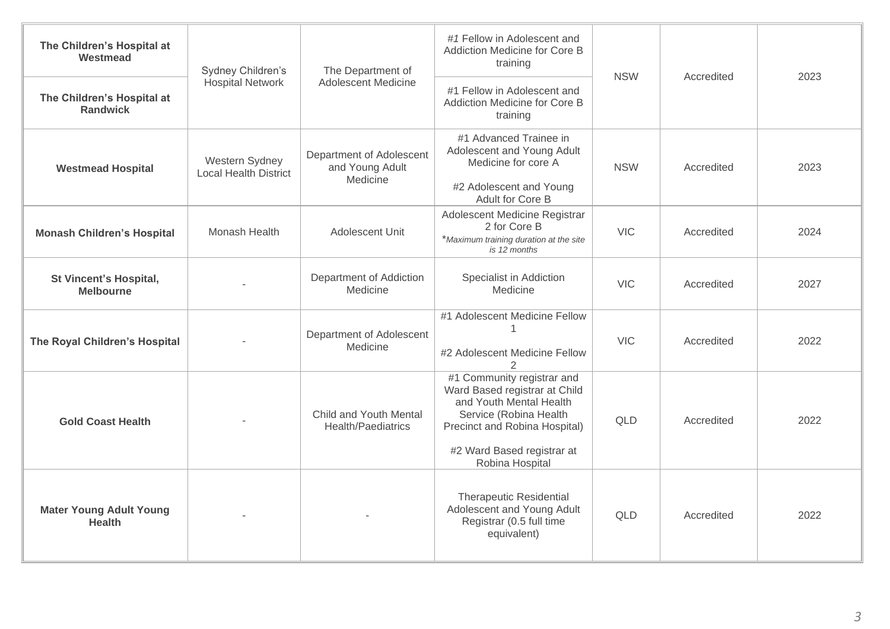| | | | | | | |
|---|---|---|---|---|---|---|
| **The Children's Hospital at Westmead** | Sydney Children's Hospital Network | The Department of Adolescent Medicine | *#1* Fellow in Adolescent and Addiction Medicine for Core B training | NSW | Accredited | 2023 |
| **The Children's Hospital at Randwick** | | | #1 Fellow in Adolescent and Addiction Medicine for Core B training | | | |
| **Westmead Hospital** | Western Sydney Local Health District | Department of Adolescent and Young Adult Medicine | #1 Advanced Trainee in Adolescent and Young Adult Medicine for core A<br><br>#2 Adolescent and Young Adult for Core B | NSW | Accredited | 2023 |
| **Monash Children's Hospital** | Monash Health | Adolescent Unit | Adolescent Medicine Registrar 2 for Core B<br>*\*Maximum training duration at the site is 12 months* | VIC | Accredited | 2024 |
| **St Vincent's Hospital, Melbourne** | - | Department of Addiction Medicine | Specialist in Addiction Medicine | VIC | Accredited | 2027 |
| **The Royal Children's Hospital** | - | Department of Adolescent Medicine | #1 Adolescent Medicine Fellow 1<br><br>#2 Adolescent Medicine Fellow 2 | VIC | Accredited | 2022 |
| **Gold Coast Health** | - | Child and Youth Mental Health/Paediatrics | #1 Community registrar and Ward Based registrar at Child and Youth Mental Health Service (Robina Health Precinct and Robina Hospital)<br><br>#2 Ward Based registrar at Robina Hospital | QLD | Accredited | 2022 |
| **Mater Young Adult Young Health** | - | - | Therapeutic Residential Adolescent and Young Adult Registrar (0.5 full time equivalent) | QLD | Accredited | 2022 |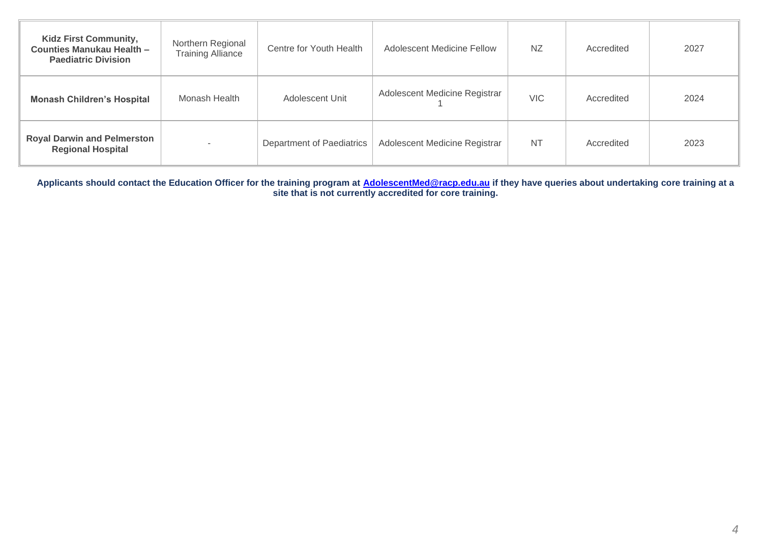| | | | | | | |
|---|---|---|---|---|---|---|
| **Kidz First Community, Counties Manukau Health – Paediatric Division** | Northern Regional Training Alliance | Centre for Youth Health | Adolescent Medicine Fellow | NZ | Accredited | 2027 |
| **Monash Children's Hospital** | Monash Health | Adolescent Unit | Adolescent Medicine Registrar 1 | VIC | Accredited | 2024 |
| **Royal Darwin and Pelmerston Regional Hospital** | - | Department of Paediatrics | Adolescent Medicine Registrar | NT | Accredited | 2023 |

**Applicants should contact the Education Officer for the training program at [AdolescentMed@racp.edu.au](mailto:AdolescentMed@racp.edu.au) if they have queries about undertaking core training at a site that is not currently accredited for core training.**